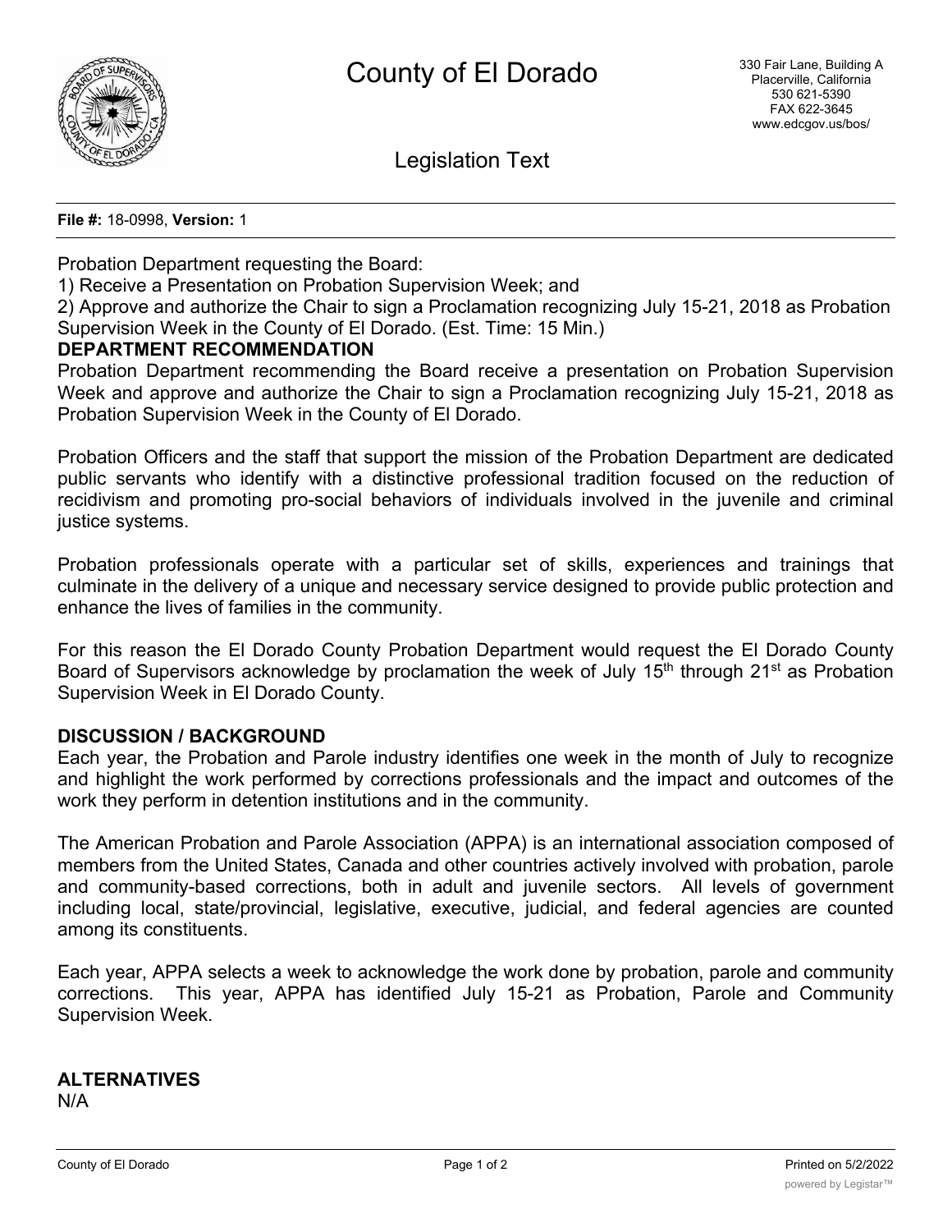# County of El Dorado

330 Fair Lane, Building A
Placerville, California
530 621-5390
FAX 622-3645
www.edcgov.us/bos/

## Legislation Text

**File #:** 18-0998, **Version:** 1

Probation Department requesting the Board:
1) Receive a Presentation on Probation Supervision Week; and
2) Approve and authorize the Chair to sign a Proclamation recognizing July 15-21, 2018 as Probation Supervision Week in the County of El Dorado. (Est. Time: 15 Min.)

**DEPARTMENT RECOMMENDATION**

Probation Department recommending the Board receive a presentation on Probation Supervision Week and approve and authorize the Chair to sign a Proclamation recognizing July 15-21, 2018 as Probation Supervision Week in the County of El Dorado.

Probation Officers and the staff that support the mission of the Probation Department are dedicated public servants who identify with a distinctive professional tradition focused on the reduction of recidivism and promoting pro-social behaviors of individuals involved in the juvenile and criminal justice systems.

Probation professionals operate with a particular set of skills, experiences and trainings that culminate in the delivery of a unique and necessary service designed to provide public protection and enhance the lives of families in the community.

For this reason the El Dorado County Probation Department would request the El Dorado County Board of Supervisors acknowledge by proclamation the week of July 15th through 21st as Probation Supervision Week in El Dorado County.

**DISCUSSION / BACKGROUND**

Each year, the Probation and Parole industry identifies one week in the month of July to recognize and highlight the work performed by corrections professionals and the impact and outcomes of the work they perform in detention institutions and in the community.

The American Probation and Parole Association (APPA) is an international association composed of members from the United States, Canada and other countries actively involved with probation, parole and community-based corrections, both in adult and juvenile sectors. All levels of government including local, state/provincial, legislative, executive, judicial, and federal agencies are counted among its constituents.

Each year, APPA selects a week to acknowledge the work done by probation, parole and community corrections. This year, APPA has identified July 15-21 as Probation, Parole and Community Supervision Week.

**ALTERNATIVES**

N/A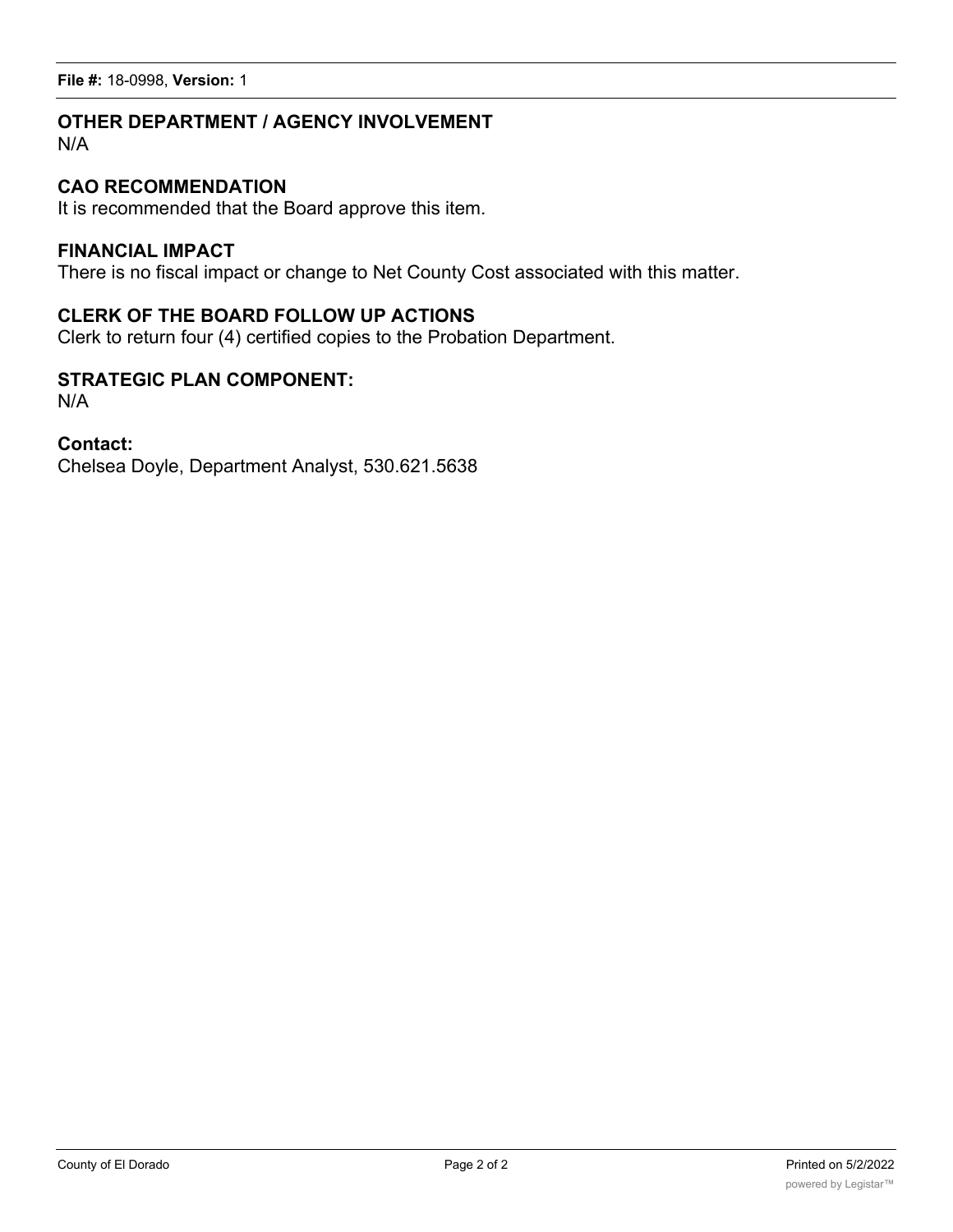## OTHER DEPARTMENT / AGENCY INVOLVEMENT
N/A

## CAO RECOMMENDATION
It is recommended that the Board approve this item.

## FINANCIAL IMPACT
There is no fiscal impact or change to Net County Cost associated with this matter.

## CLERK OF THE BOARD FOLLOW UP ACTIONS
Clerk to return four (4) certified copies to the Probation Department.

## STRATEGIC PLAN COMPONENT:
N/A

## Contact:
Chelsea Doyle, Department Analyst, 530.621.5638